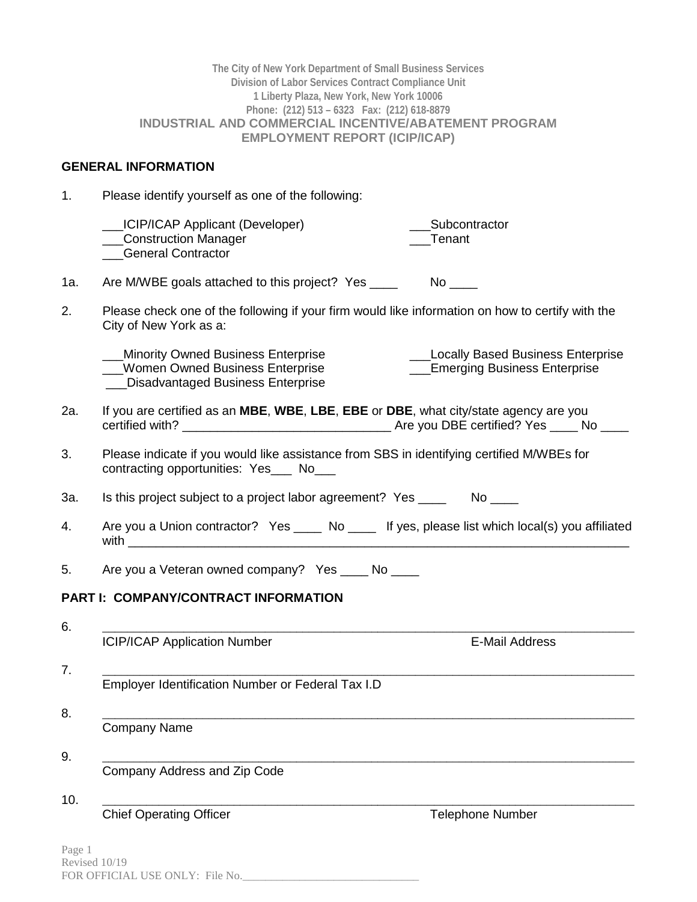The City of New York Department of Small Business Services
Division of Labor Services Contract Compliance Unit
1 Liberty Plaza, New York, New York 10006
Phone: (212) 513 – 6323 Fax: (212) 618-8879

# INDUSTRIAL AND COMMERCIAL INCENTIVE/ABATEMENT PROGRAM EMPLOYMENT REPORT (ICIP/ICAP)

## GENERAL INFORMATION

1. Please identify yourself as one of the following:

   ___ICIP/ICAP Applicant (Developer) ___Subcontractor
   ___Construction Manager ___Tenant
   ___General Contractor

1a. Are M/WBE goals attached to this project? Yes ____ No ____

2. Please check one of the following if your firm would like information on how to certify with the City of New York as a:

   ___Minority Owned Business Enterprise ___Locally Based Business Enterprise
   ___Women Owned Business Enterprise ___Emerging Business Enterprise
   ___Disadvantaged Business Enterprise

2a. If you are certified as an **MBE**, **WBE**, **LBE**, **EBE** or **DBE**, what city/state agency are you certified with? ______________________________ Are you DBE certified? Yes ____ No ____

3. Please indicate if you would like assistance from SBS in identifying certified M/WBEs for contracting opportunities: Yes___ No___

3a. Is this project subject to a project labor agreement? Yes ____ No ____

4. Are you a Union contractor? Yes ____ No ____ If yes, please list which local(s) you affiliated with ______________________________________________________________________

5. Are you a Veteran owned company? Yes ____ No ____

## PART I: COMPANY/CONTRACT INFORMATION

6. ______________________________________________________________________
   ICIP/ICAP Application Number E-Mail Address

7. ______________________________________________________________________
   Employer Identification Number or Federal Tax I.D

8. ______________________________________________________________________
   Company Name

9. ______________________________________________________________________
   Company Address and Zip Code

10. ______________________________________________________________________
    Chief Operating Officer Telephone Number

Revised 10/19
FOR OFFICIAL USE ONLY: File No.______________________________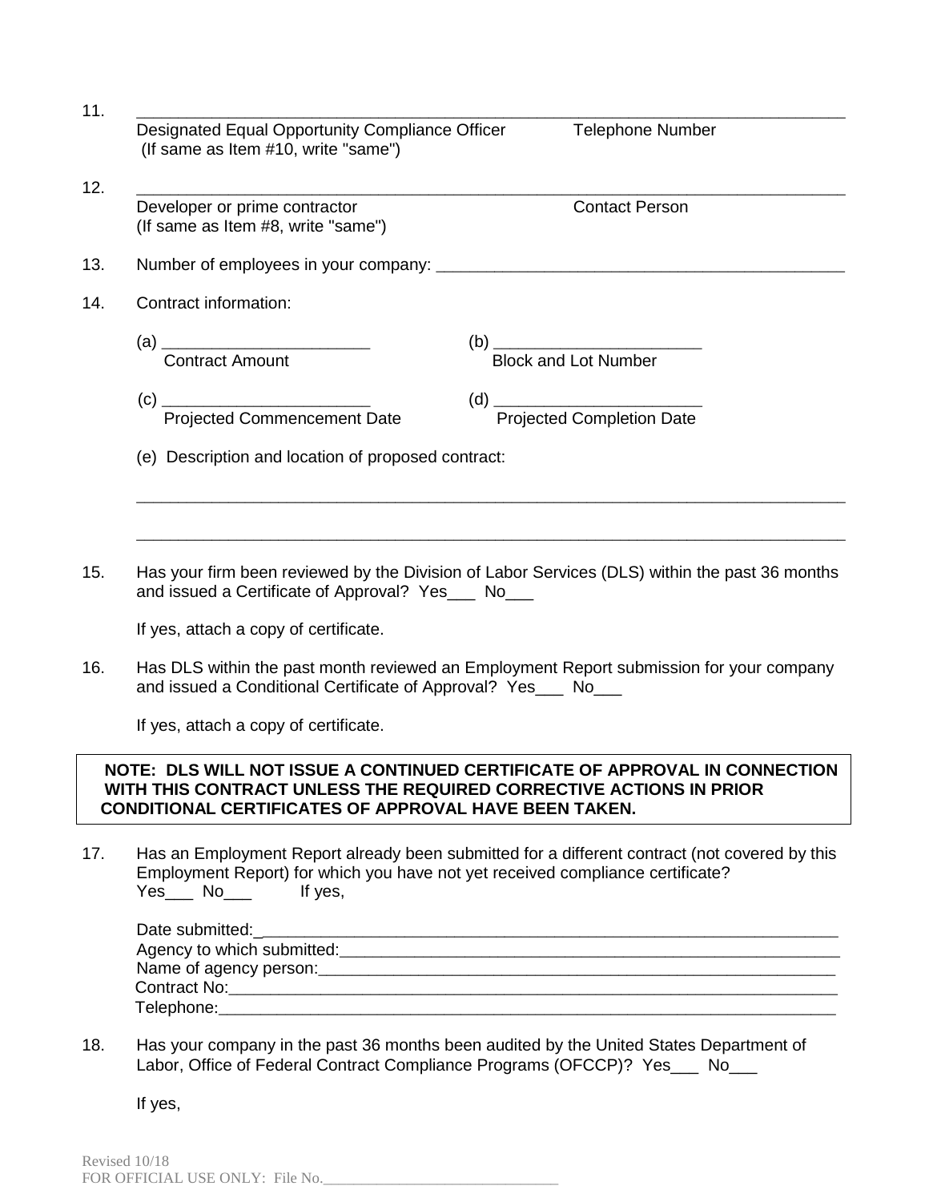11. ______________________________________________________________________________
Designated Equal Opportunity Compliance Officer Telephone Number
(If same as Item #10, write "same")

12. ______________________________________________________________________________
Developer or prime contractor Contact Person
(If same as Item #8, write "same")

13. Number of employees in your company: ________________________________________________

14. Contract information:

(a) _______________________ (b) _______________________
Contract Amount Block and Lot Number

(c) _______________________ (d) _______________________
Projected Commencement Date Projected Completion Date

(e) Description and location of proposed contract:

______________________________________________________________________________

______________________________________________________________________________

15. Has your firm been reviewed by the Division of Labor Services (DLS) within the past 36 months and issued a Certificate of Approval? Yes___ No___

If yes, attach a copy of certificate.

16. Has DLS within the past month reviewed an Employment Report submission for your company and issued a Conditional Certificate of Approval? Yes___ No___

If yes, attach a copy of certificate.

**NOTE: DLS WILL NOT ISSUE A CONTINUED CERTIFICATE OF APPROVAL IN CONNECTION WITH THIS CONTRACT UNLESS THE REQUIRED CORRECTIVE ACTIONS IN PRIOR CONDITIONAL CERTIFICATES OF APPROVAL HAVE BEEN TAKEN.**

17. Has an Employment Report already been submitted for a different contract (not covered by this Employment Report) for which you have not yet received compliance certificate?
Yes___ No___ If yes,

Date submitted:_______________________________________________________________
Agency to which submitted:_____________________________________________________
Name of agency person:_______________________________________________________
Contract No:__________________________________________________________________
Telephone:___________________________________________________________________

18. Has your company in the past 36 months been audited by the United States Department of Labor, Office of Federal Contract Compliance Programs (OFCCP)? Yes___ No___

If yes,

Revised 10/18
FOR OFFICIAL USE ONLY: File No.______________________________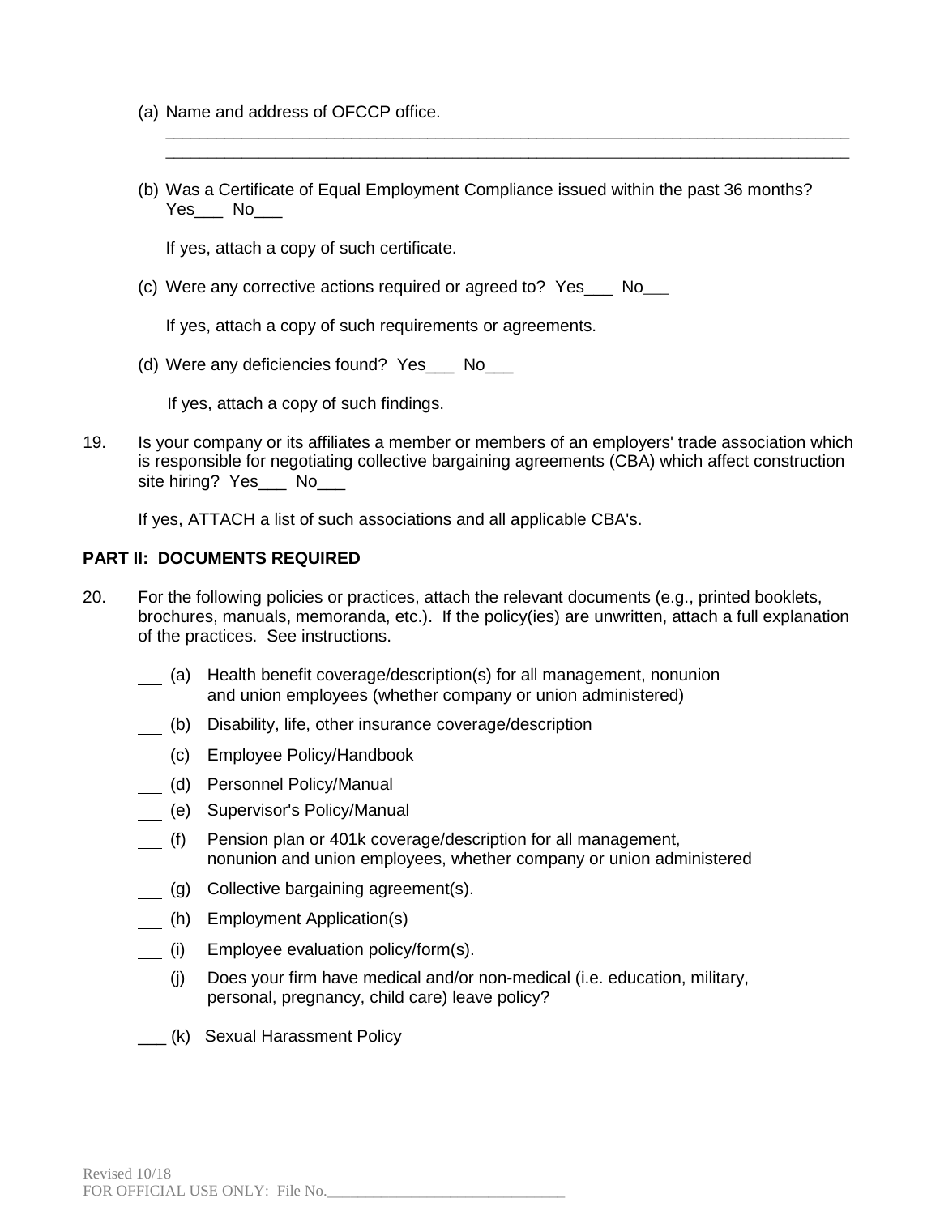(a) Name and address of OFCCP office.
_____________________________________________________________________________
_____________________________________________________________________________

(b) Was a Certificate of Equal Employment Compliance issued within the past 36 months? Yes___ No___

If yes, attach a copy of such certificate.

(c) Were any corrective actions required or agreed to? Yes___ No___

If yes, attach a copy of such requirements or agreements.

(d) Were any deficiencies found? Yes___ No___

If yes, attach a copy of such findings.

19. Is your company or its affiliates a member or members of an employers' trade association which is responsible for negotiating collective bargaining agreements (CBA) which affect construction site hiring? Yes___ No___

If yes, ATTACH a list of such associations and all applicable CBA's.

**PART II: DOCUMENTS REQUIRED**

20. For the following policies or practices, attach the relevant documents (e.g., printed booklets, brochures, manuals, memoranda, etc.). If the policy(ies) are unwritten, attach a full explanation of the practices. See instructions.

___ (a) Health benefit coverage/description(s) for all management, nonunion and union employees (whether company or union administered)

___ (b) Disability, life, other insurance coverage/description

___ (c) Employee Policy/Handbook

___ (d) Personnel Policy/Manual

___ (e) Supervisor's Policy/Manual

___ (f) Pension plan or 401k coverage/description for all management, nonunion and union employees, whether company or union administered

___ (g) Collective bargaining agreement(s).

___ (h) Employment Application(s)

___ (i) Employee evaluation policy/form(s).

___ (j) Does your firm have medical and/or non-medical (i.e. education, military, personal, pregnancy, child care) leave policy?

___ (k) Sexual Harassment Policy

Revised 10/18
FOR OFFICIAL USE ONLY: File No.______________________________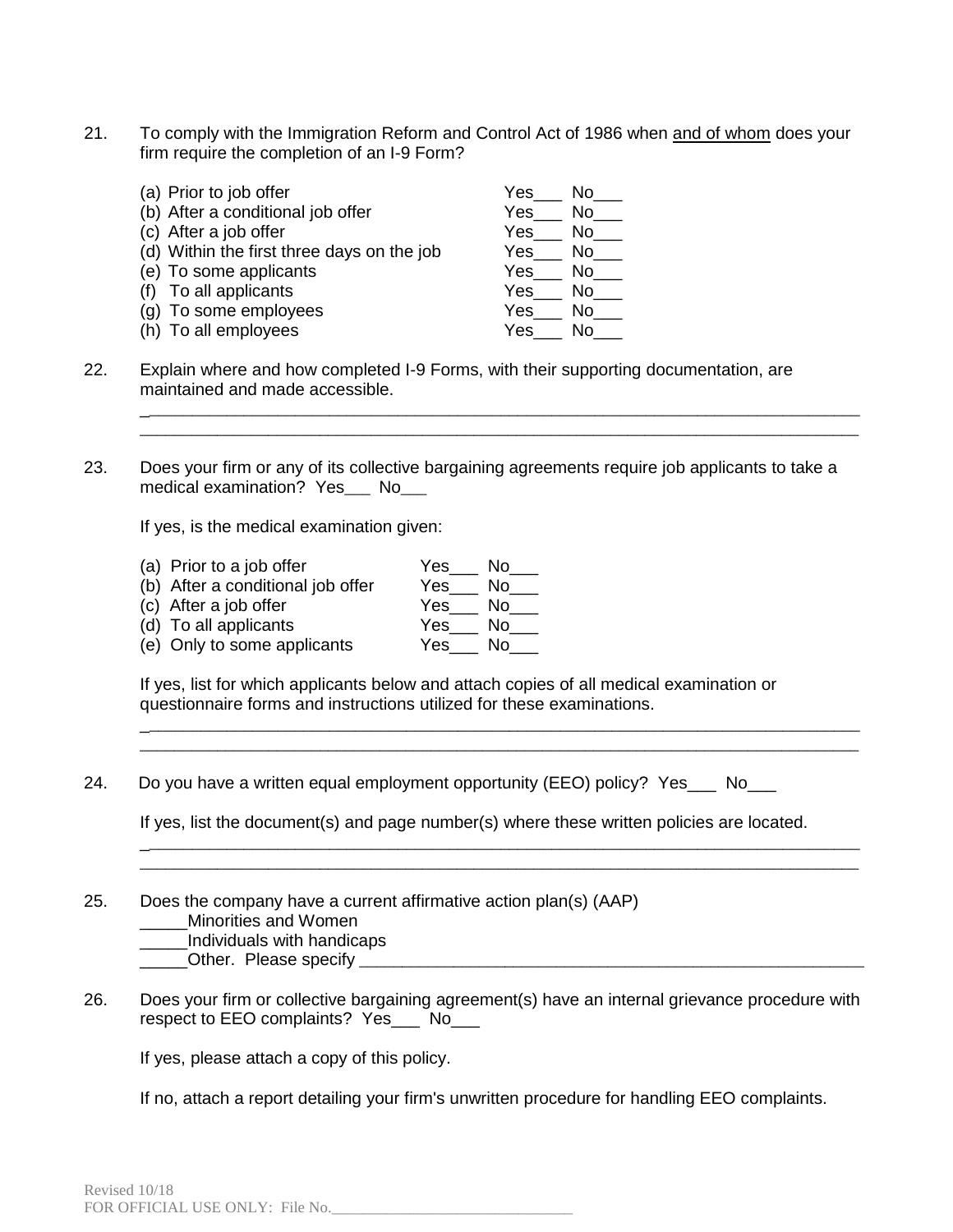21. To comply with the Immigration Reform and Control Act of 1986 when and of whom does your firm require the completion of an I-9 Form?

    (a) Prior to job offer Yes___ No___
    (b) After a conditional job offer Yes___ No___
    (c) After a job offer Yes___ No___
    (d) Within the first three days on the job Yes___ No___
    (e) To some applicants Yes___ No___
    (f) To all applicants Yes___ No___
    (g) To some employees Yes___ No___
    (h) To all employees Yes___ No___

22. Explain where and how completed I-9 Forms, with their supporting documentation, are maintained and made accessible.
    ________________________________________________________________________________
    ________________________________________________________________________________

23. Does your firm or any of its collective bargaining agreements require job applicants to take a medical examination? Yes___ No___

    If yes, is the medical examination given:

    (a) Prior to a job offer Yes___ No___
    (b) After a conditional job offer Yes___ No___
    (c) After a job offer Yes___ No___
    (d) To all applicants Yes___ No___
    (e) Only to some applicants Yes___ No___

    If yes, list for which applicants below and attach copies of all medical examination or questionnaire forms and instructions utilized for these examinations.
    ________________________________________________________________________________
    ________________________________________________________________________________

24. Do you have a written equal employment opportunity (EEO) policy? Yes___ No___

    If yes, list the document(s) and page number(s) where these written policies are located.
    ________________________________________________________________________________
    ________________________________________________________________________________

25. Does the company have a current affirmative action plan(s) (AAP)
    _____Minorities and Women
    _____Individuals with handicaps
    _____Other. Please specify ________________________________________________________

26. Does your firm or collective bargaining agreement(s) have an internal grievance procedure with respect to EEO complaints? Yes___ No___

    If yes, please attach a copy of this policy.

    If no, attach a report detailing your firm's unwritten procedure for handling EEO complaints.

Revised 10/18
FOR OFFICIAL USE ONLY: File No.______________________________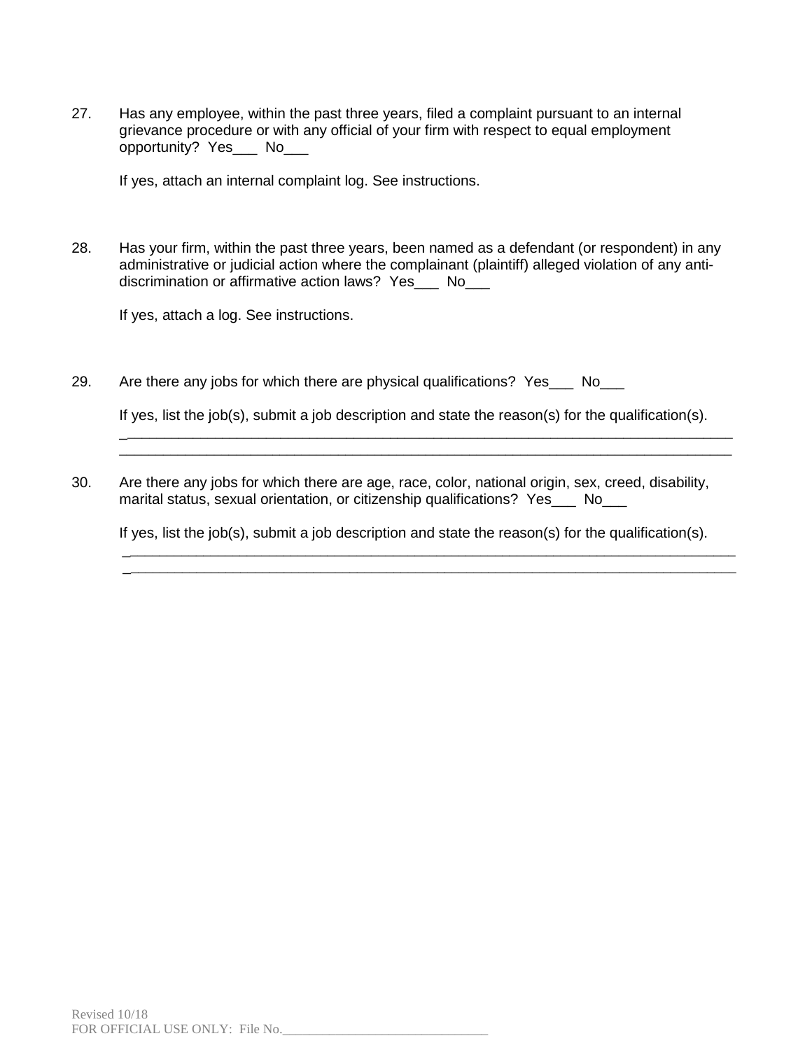27. Has any employee, within the past three years, filed a complaint pursuant to an internal grievance procedure or with any official of your firm with respect to equal employment opportunity? Yes___ No___

    If yes, attach an internal complaint log. See instructions.

28. Has your firm, within the past three years, been named as a defendant (or respondent) in any administrative or judicial action where the complainant (plaintiff) alleged violation of any anti-discrimination or affirmative action laws? Yes___ No___

    If yes, attach a log. See instructions.

29. Are there any jobs for which there are physical qualifications? Yes___ No___

    If yes, list the job(s), submit a job description and state the reason(s) for the qualification(s).
    ________________________________________________________________________________
    ________________________________________________________________________________

30. Are there any jobs for which there are age, race, color, national origin, sex, creed, disability, marital status, sexual orientation, or citizenship qualifications? Yes___ No___

    If yes, list the job(s), submit a job description and state the reason(s) for the qualification(s).
    ________________________________________________________________________________
    ________________________________________________________________________________

Revised 10/18
FOR OFFICIAL USE ONLY: File No.______________________________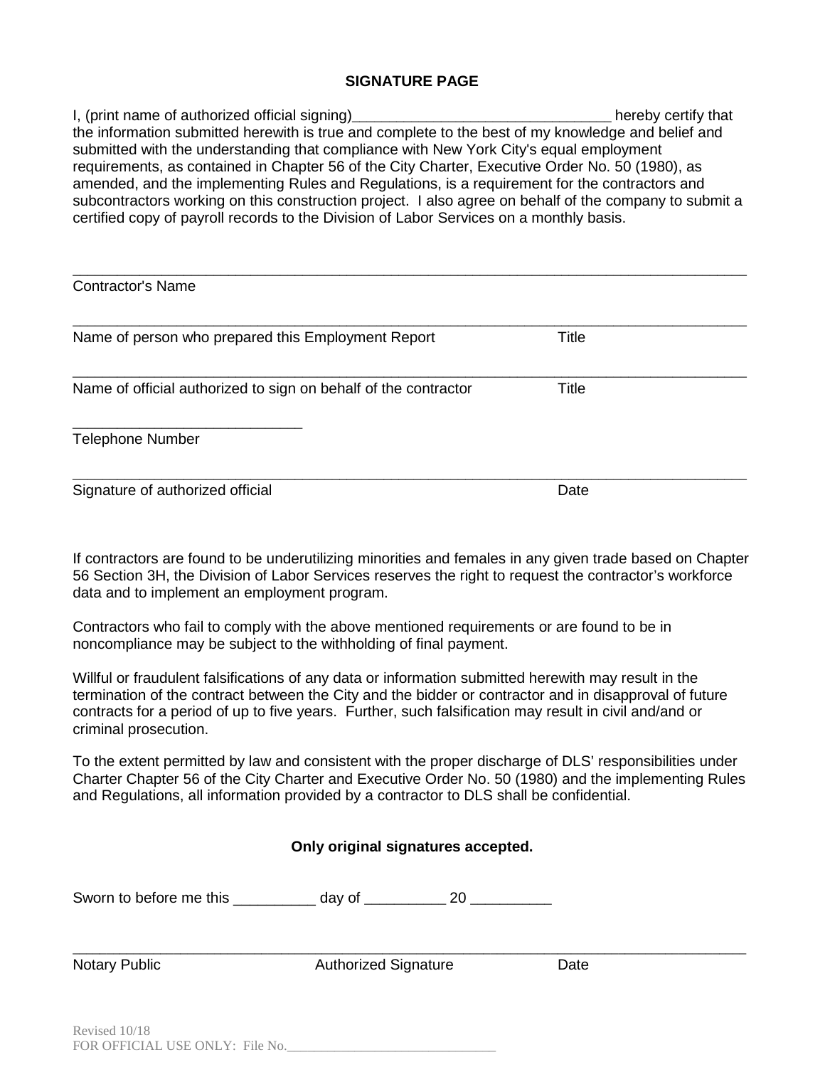**SIGNATURE PAGE**

I, (print name of authorized official signing)_______________________________ hereby certify that the information submitted herewith is true and complete to the best of my knowledge and belief and submitted with the understanding that compliance with New York City's equal employment requirements, as contained in Chapter 56 of the City Charter, Executive Order No. 50 (1980), as amended, and the implementing Rules and Regulations, is a requirement for the contractors and subcontractors working on this construction project. I also agree on behalf of the company to submit a certified copy of payroll records to the Division of Labor Services on a monthly basis.

_______________________________________________________________________________
Contractor's Name

_______________________________________________________________________________
Name of person who prepared this Employment Report Title

_______________________________________________________________________________
Name of official authorized to sign on behalf of the contractor Title

____________________________
Telephone Number

_______________________________________________________________________________
Signature of authorized official Date

If contractors are found to be underutilizing minorities and females in any given trade based on Chapter 56 Section 3H, the Division of Labor Services reserves the right to request the contractor's workforce data and to implement an employment program.

Contractors who fail to comply with the above mentioned requirements or are found to be in noncompliance may be subject to the withholding of final payment.

Willful or fraudulent falsifications of any data or information submitted herewith may result in the termination of the contract between the City and the bidder or contractor and in disapproval of future contracts for a period of up to five years. Further, such falsification may result in civil and/and or criminal prosecution.

To the extent permitted by law and consistent with the proper discharge of DLS' responsibilities under Charter Chapter 56 of the City Charter and Executive Order No. 50 (1980) and the implementing Rules and Regulations, all information provided by a contractor to DLS shall be confidential.

**Only original signatures accepted.**

Sworn to before me this __________ day of __________ 20 __________

_______________________________________________________________________________
Notary Public Authorized Signature Date

Revised 10/18
FOR OFFICIAL USE ONLY: File No.______________________________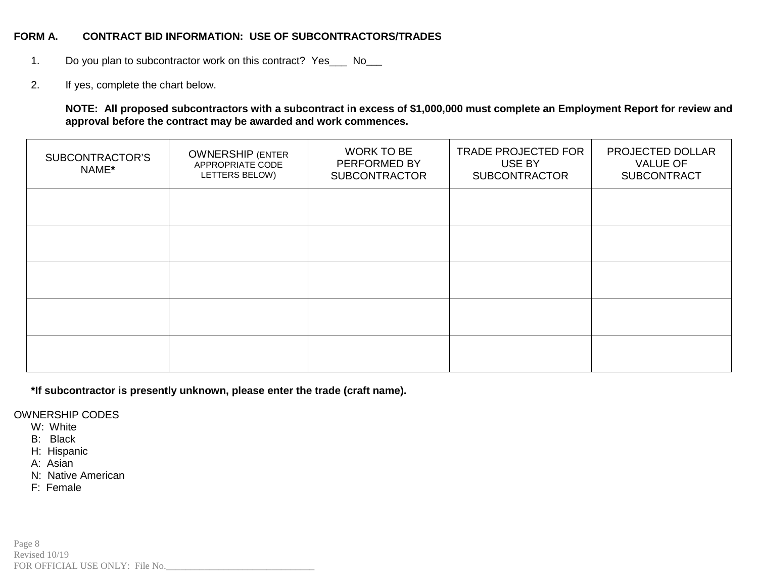**FORM A. CONTRACT BID INFORMATION: USE OF SUBCONTRACTORS/TRADES**

1. Do you plan to subcontractor work on this contract? Yes___ No___

2. If yes, complete the chart below.

   **NOTE: All proposed subcontractors with a subcontract in excess of $1,000,000 must complete an Employment Report for review and approval before the contract may be awarded and work commences.**

| SUBCONTRACTOR'S NAME* | OWNERSHIP (ENTER APPROPRIATE CODE LETTERS BELOW) | WORK TO BE PERFORMED BY SUBCONTRACTOR | TRADE PROJECTED FOR USE BY SUBCONTRACTOR | PROJECTED DOLLAR VALUE OF SUBCONTRACT |
|---|---|---|---|---|
| | | | | |
| | | | | |
| | | | | |
| | | | | |
| | | | | |

**\*If subcontractor is presently unknown, please enter the trade (craft name).**

OWNERSHIP CODES
- W: White
- B: Black
- H: Hispanic
- A: Asian
- N: Native American
- F: Female

Revised 10/19
FOR OFFICIAL USE ONLY: File No.______________________________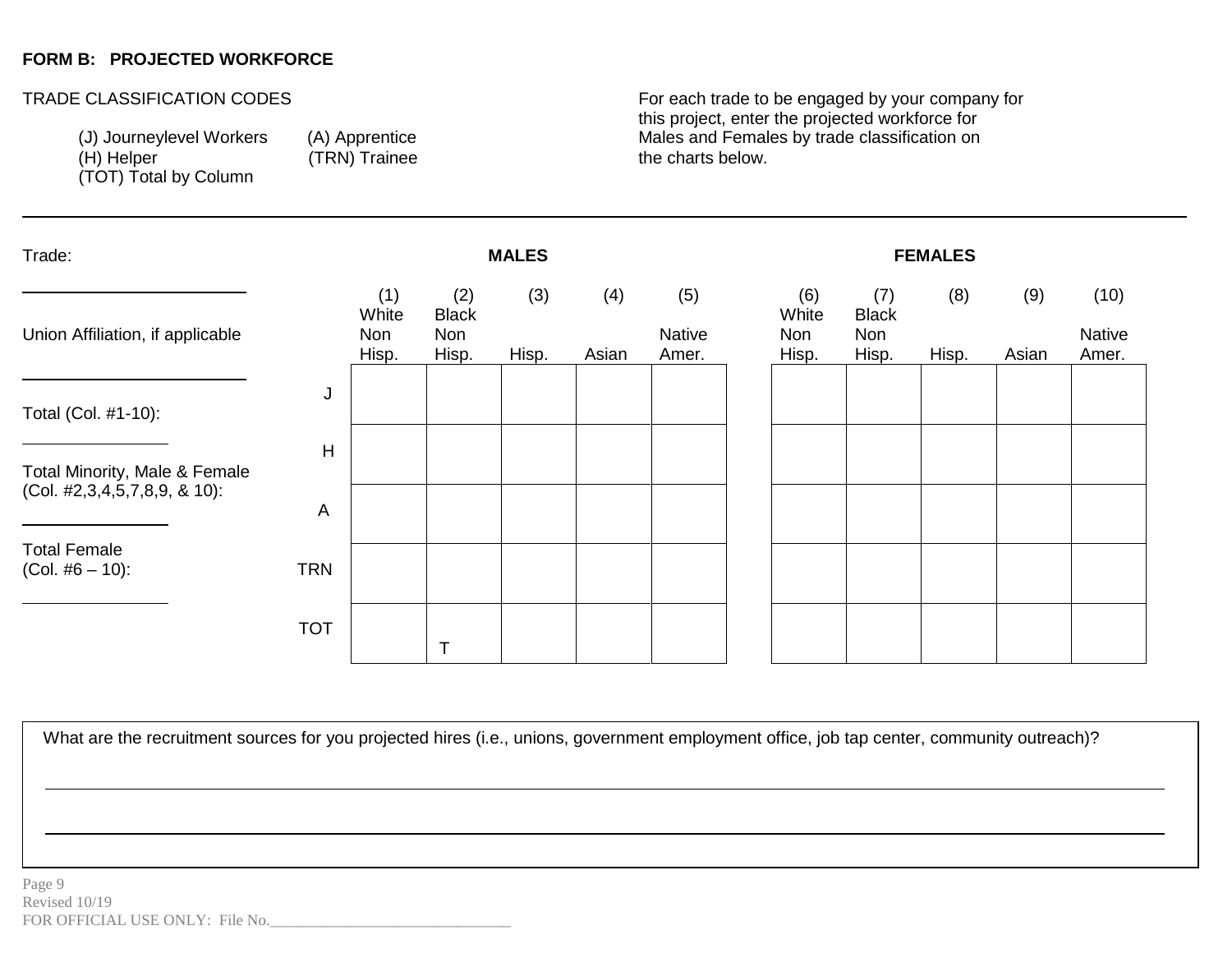**FORM B: PROJECTED WORKFORCE**

TRADE CLASSIFICATION CODES

(J) Journeylevel Workers (A) Apprentice
(H) Helper (TRN) Trainee
(TOT) Total by Column

For each trade to be engaged by your company for this project, enter the projected workforce for Males and Females by trade classification on the charts below.

---

Trade: ______________________

Union Affiliation, if applicable ______________________

Total (Col. #1-10): ______________

Total Minority, Male & Female (Col. #2,3,4,5,7,8,9, & 10): ______________

Total Female (Col. #6 – 10): ______________

| | MALES | | | | | FEMALES | | | | |
|---|---|---|---|---|---|---|---|---|---|---|
| | (1) White Non Hisp. | (2) Black Non Hisp. | (3) Hisp. | (4) Asian | (5) Native Amer. | (6) White Non Hisp. | (7) Black Non Hisp. | (8) Hisp. | (9) Asian | (10) Native Amer. |
| J | | | | | | | | | | |
| H | | | | | | | | | | |
| A | | | | | | | | | | |
| TRN | | | | | | | | | | |
| TOT | | T | | | | | | | | |

What are the recruitment sources for you projected hires (i.e., unions, government employment office, job tap center, community outreach)?

______________________________________________________________________

______________________________________________________________________

Revised 10/19
FOR OFFICIAL USE ONLY: File No.______________________________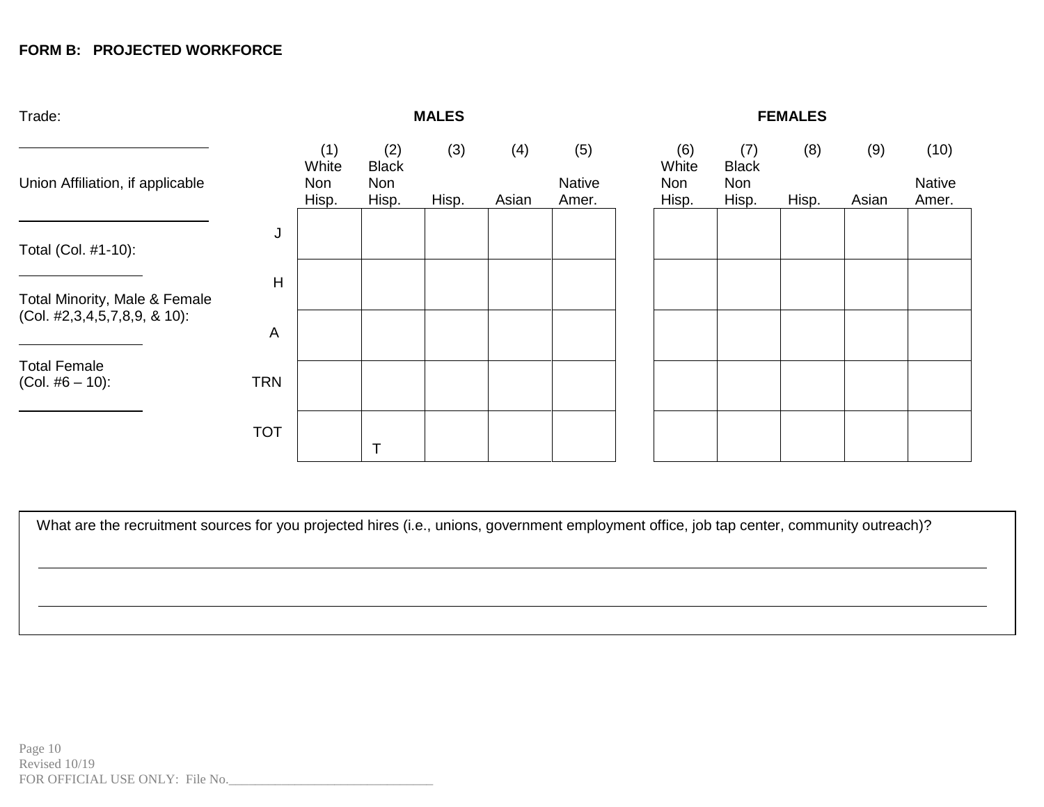**FORM B: PROJECTED WORKFORCE**

Trade: ______________________

Union Affiliation, if applicable ______________________

Total (Col. #1-10): ______________

Total Minority, Male & Female (Col. #2,3,4,5,7,8,9, & 10): ______________

Total Female (Col. #6 – 10): ______________

| | MALES | | | | | FEMALES | | | | |
|---|---|---|---|---|---|---|---|---|---|---|
| | (1) White Non Hisp. | (2) Black Non Hisp. | (3) Hisp. | (4) Asian | (5) Native Amer. | (6) White Non Hisp. | (7) Black Non Hisp. | (8) Hisp. | (9) Asian | (10) Native Amer. |
| J | | | | | | | | | | |
| H | | | | | | | | | | |
| A | | | | | | | | | | |
| TRN | | | | | | | | | | |
| TOT | | T | | | | | | | | |

What are the recruitment sources for you projected hires (i.e., unions, government employment office, job tap center, community outreach)?

______________________________________________________________________

______________________________________________________________________

Revised 10/19

FOR OFFICIAL USE ONLY: File No.______________________________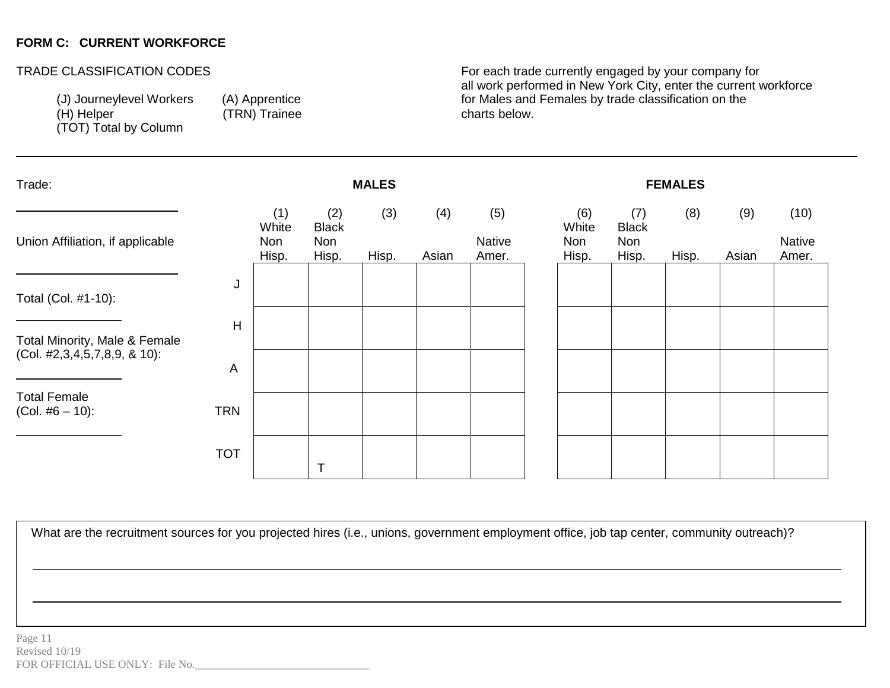**FORM C: CURRENT WORKFORCE**

TRADE CLASSIFICATION CODES

(J) Journeylevel Workers (A) Apprentice
(H) Helper (TRN) Trainee
(TOT) Total by Column

For each trade currently engaged by your company for all work performed in New York City, enter the current workforce for Males and Females by trade classification on the charts below.

---

Trade: ______________________

Union Affiliation, if applicable ______________________

Total (Col. #1-10): ______________

Total Minority, Male & Female (Col. #2,3,4,5,7,8,9, & 10): ______________

Total Female (Col. #6 – 10): ______________

| | MALES | | | | | FEMALES | | | | |
|---|---|---|---|---|---|---|---|---|---|---|
| | (1) White Non Hisp. | (2) Black Non Hisp. | (3) Hisp. | (4) Asian | (5) Native Amer. | (6) White Non Hisp. | (7) Black Non Hisp. | (8) Hisp. | (9) Asian | (10) Native Amer. |
| J | | | | | | | | | | |
| H | | | | | | | | | | |
| A | | | | | | | | | | |
| TRN | | | | | | | | | | |
| TOT | | T | | | | | | | | |

What are the recruitment sources for you projected hires (i.e., unions, government employment office, job tap center, community outreach)?

______________________________________________________________________

______________________________________________________________________

Revised 10/19
FOR OFFICIAL USE ONLY: File No.______________________________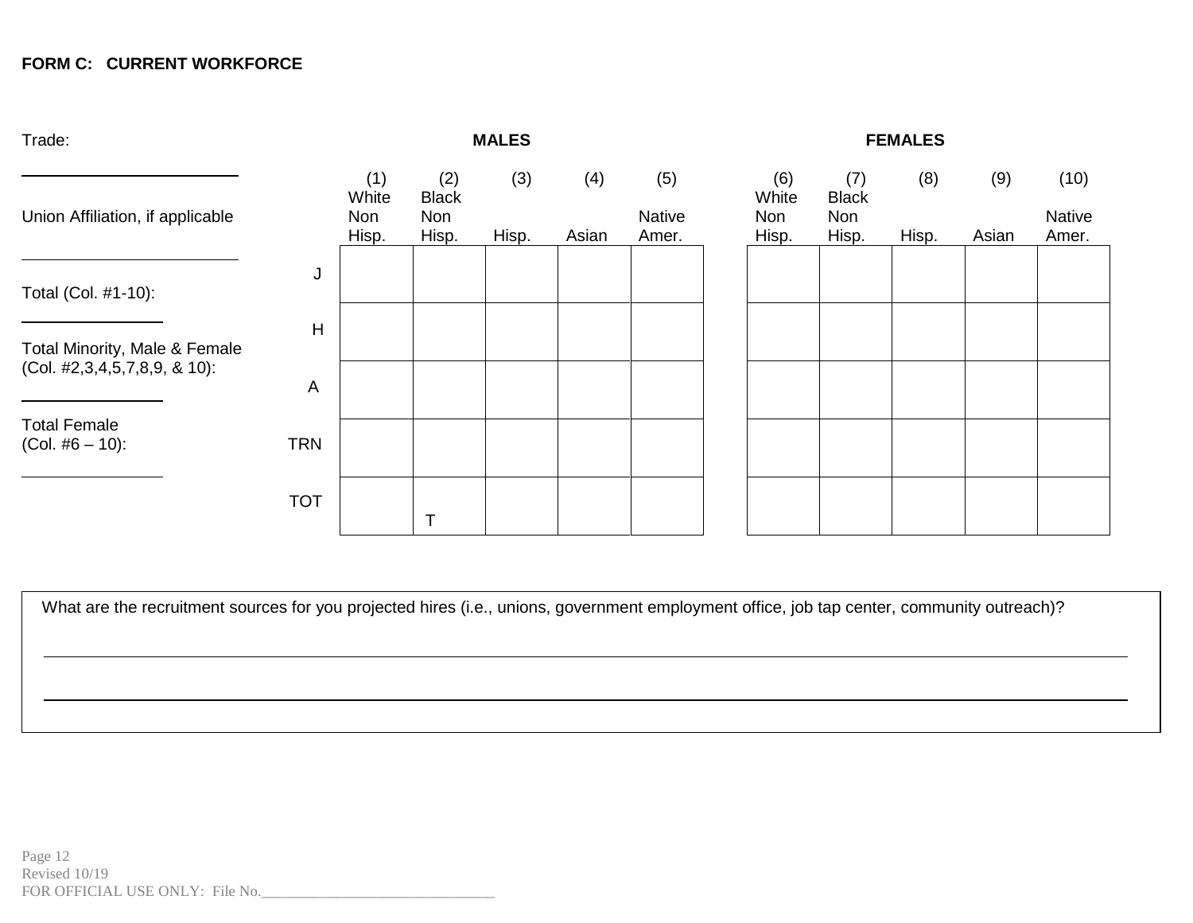**FORM C: CURRENT WORKFORCE**

Trade:

______________________

Union Affiliation, if applicable

______________________

Total (Col. #1-10):

______________

Total Minority, Male & Female
(Col. #2,3,4,5,7,8,9, & 10):

______________

Total Female
(Col. #6 – 10):

______________

| | MALES | | | | | FEMALES | | | | |
|---|---|---|---|---|---|---|---|---|---|---|
| | (1) White Non Hisp. | (2) Black Non Hisp. | (3) Hisp. | (4) Asian | (5) Native Amer. | (6) White Non Hisp. | (7) Black Non Hisp. | (8) Hisp. | (9) Asian | (10) Native Amer. |
| J | | | | | | | | | | |
| H | | | | | | | | | | |
| A | | | | | | | | | | |
| TRN | | | | | | | | | | |
| TOT | | T | | | | | | | | |

What are the recruitment sources for you projected hires (i.e., unions, government employment office, job tap center, community outreach)?

______________________________________________________________________________

______________________________________________________________________________

Revised 10/19
FOR OFFICIAL USE ONLY: File No.______________________________